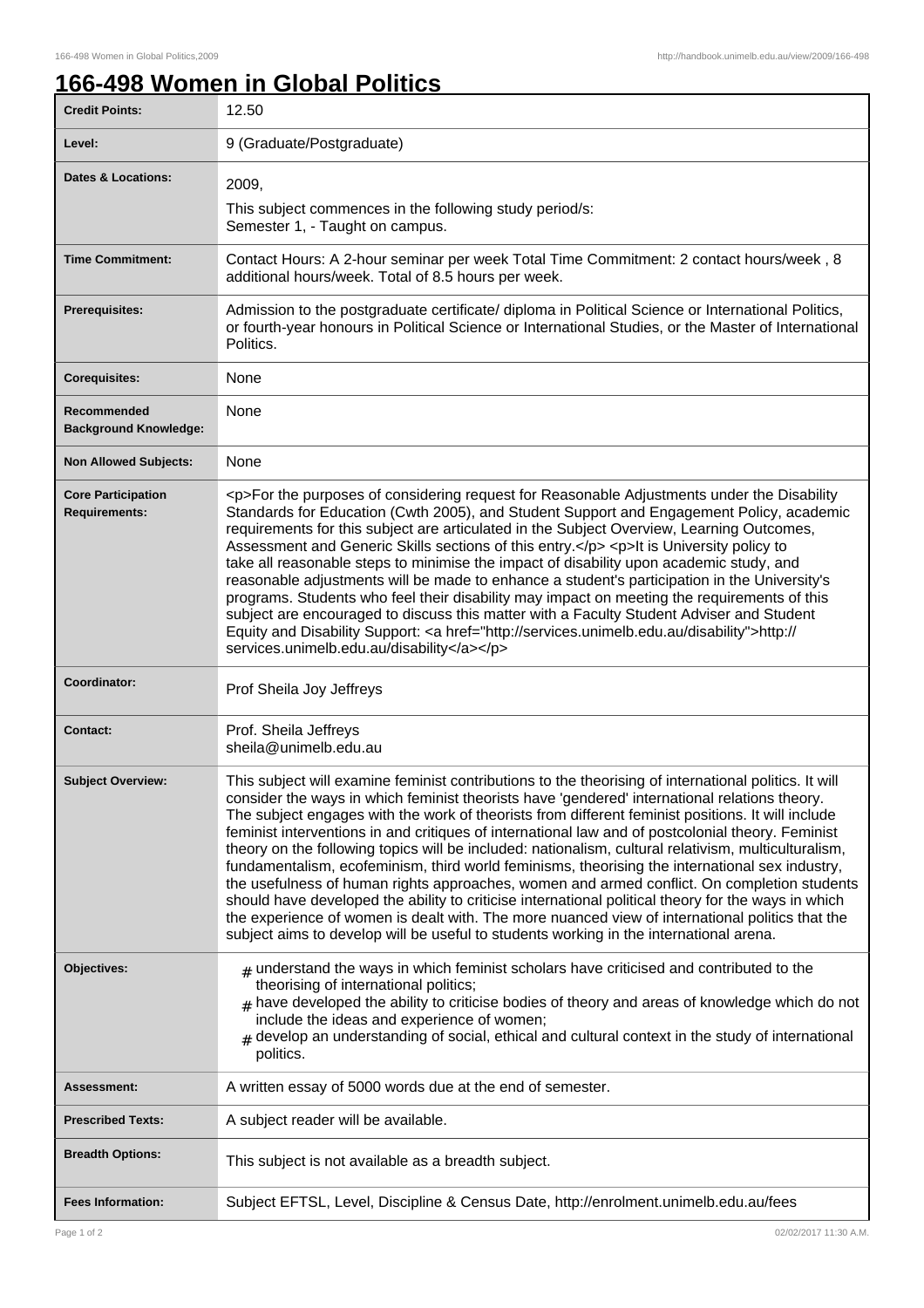# 166-498 Women in Global Politics

| | |
|---|---|
| **Credit Points:** | 12.50 |
| **Level:** | 9 (Graduate/Postgraduate) |
| **Dates & Locations:** | 2009,<br>This subject commences in the following study period/s:<br>Semester 1, - Taught on campus. |
| **Time Commitment:** | Contact Hours: A 2-hour seminar per week Total Time Commitment: 2 contact hours/week , 8 additional hours/week. Total of 8.5 hours per week. |
| **Prerequisites:** | Admission to the postgraduate certificate/ diploma in Political Science or International Politics, or fourth-year honours in Political Science or International Studies, or the Master of International Politics. |
| **Corequisites:** | None |
| **Recommended Background Knowledge:** | None |
| **Non Allowed Subjects:** | None |
| **Core Participation Requirements:** | <p>For the purposes of considering request for Reasonable Adjustments under the Disability Standards for Education (Cwth 2005), and Student Support and Engagement Policy, academic requirements for this subject are articulated in the Subject Overview, Learning Outcomes, Assessment and Generic Skills sections of this entry.</p> <p>It is University policy to take all reasonable steps to minimise the impact of disability upon academic study, and reasonable adjustments will be made to enhance a student's participation in the University's programs. Students who feel their disability may impact on meeting the requirements of this subject are encouraged to discuss this matter with a Faculty Student Adviser and Student Equity and Disability Support: <a href="http://services.unimelb.edu.au/disability">http://services.unimelb.edu.au/disability</a></p> |
| **Coordinator:** | Prof Sheila Joy Jeffreys |
| **Contact:** | Prof. Sheila Jeffreys<br>sheila@unimelb.edu.au |
| **Subject Overview:** | This subject will examine feminist contributions to the theorising of international politics. It will consider the ways in which feminist theorists have 'gendered' international relations theory. The subject engages with the work of theorists from different feminist positions. It will include feminist interventions in and critiques of international law and of postcolonial theory. Feminist theory on the following topics will be included: nationalism, cultural relativism, multiculturalism, fundamentalism, ecofeminism, third world feminisms, theorising the international sex industry, the usefulness of human rights approaches, women and armed conflict. On completion students should have developed the ability to criticise international political theory for the ways in which the experience of women is dealt with. The more nuanced view of international politics that the subject aims to develop will be useful to students working in the international arena. |
| **Objectives:** | # understand the ways in which feminist scholars have criticised and contributed to the theorising of international politics;<br># have developed the ability to criticise bodies of theory and areas of knowledge which do not include the ideas and experience of women;<br># develop an understanding of social, ethical and cultural context in the study of international politics. |
| **Assessment:** | A written essay of 5000 words due at the end of semester. |
| **Prescribed Texts:** | A subject reader will be available. |
| **Breadth Options:** | This subject is not available as a breadth subject. |
| **Fees Information:** | Subject EFTSL, Level, Discipline & Census Date, http://enrolment.unimelb.edu.au/fees |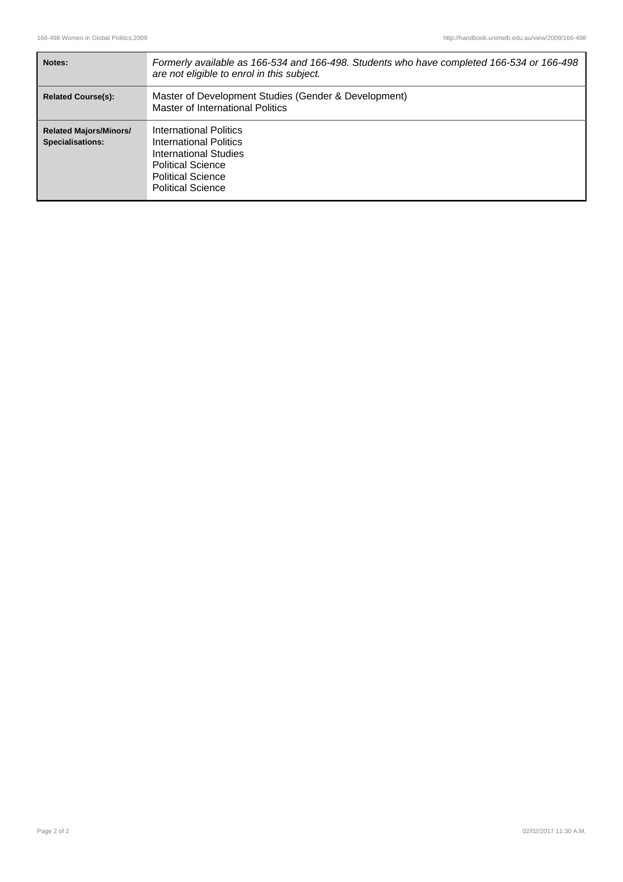| | |
|---|---|
| **Notes:** | *Formerly available as 166-534 and 166-498. Students who have completed 166-534 or 166-498 are not eligible to enrol in this subject.* |
| **Related Course(s):** | Master of Development Studies (Gender & Development)<br>Master of International Politics |
| **Related Majors/Minors/ Specialisations:** | International Politics<br>International Politics<br>International Studies<br>Political Science<br>Political Science<br>Political Science |